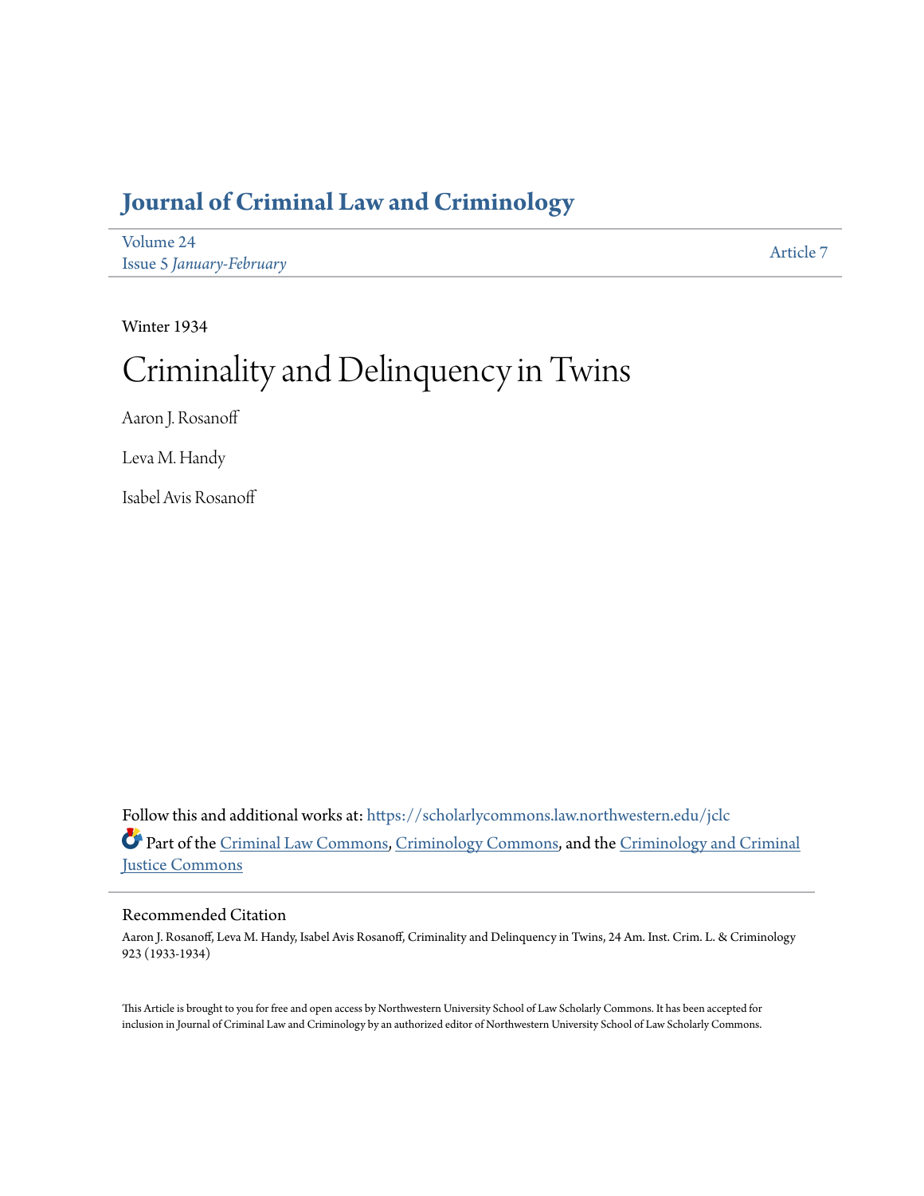# Journal of Criminal Law and Criminology

Volume 24
Issue 5 *January-February*

Article 7

Winter 1934

# Criminality and Delinquency in Twins

Aaron J. Rosanoff

Leva M. Handy

Isabel Avis Rosanoff

Follow this and additional works at: https://scholarlycommons.law.northwestern.edu/jclc

Part of the Criminal Law Commons, Criminology Commons, and the Criminology and Criminal Justice Commons

## Recommended Citation

Aaron J. Rosanoff, Leva M. Handy, Isabel Avis Rosanoff, Criminality and Delinquency in Twins, 24 Am. Inst. Crim. L. & Criminology 923 (1933-1934)

This Article is brought to you for free and open access by Northwestern University School of Law Scholarly Commons. It has been accepted for inclusion in Journal of Criminal Law and Criminology by an authorized editor of Northwestern University School of Law Scholarly Commons.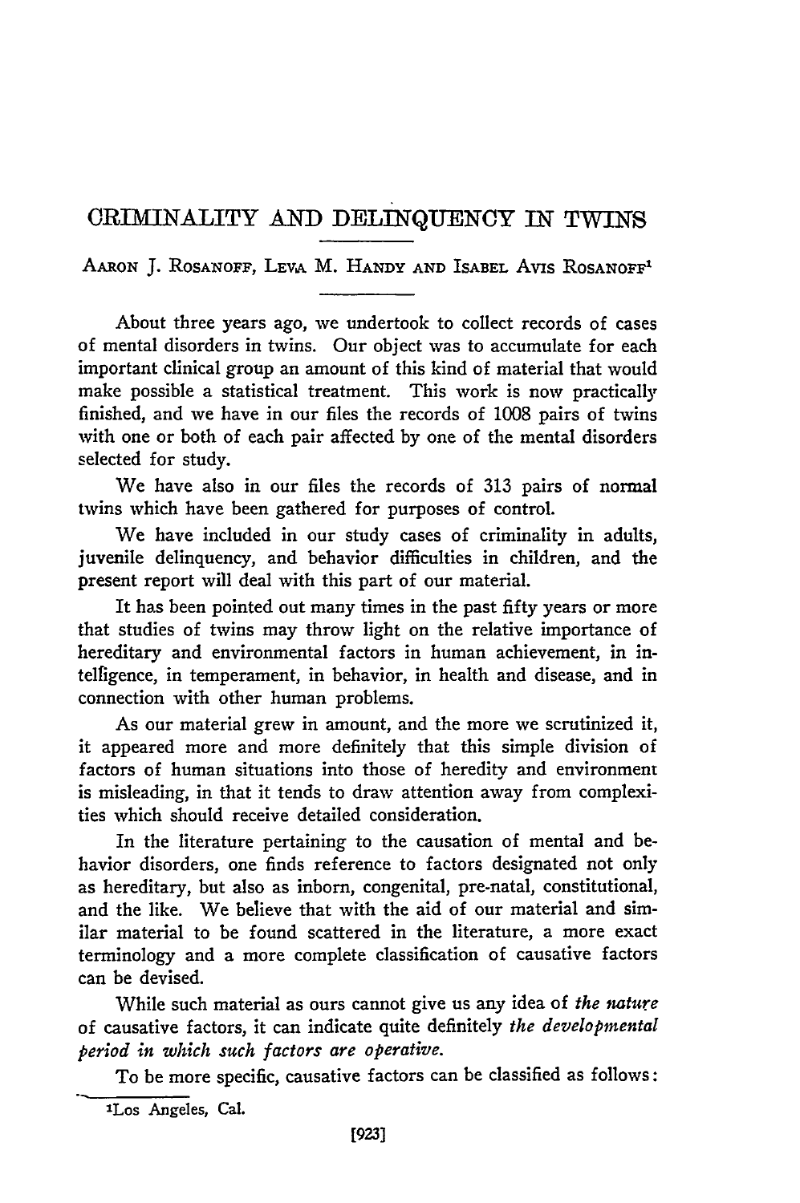# CRIMINALITY AND DELINQUENCY IN TWINS

Aaron J. Rosanoff, Leva M. Handy and Isabel Avis Rosanoff[1]

About three years ago, we undertook to collect records of cases of mental disorders in twins. Our object was to accumulate for each important clinical group an amount of this kind of material that would make possible a statistical treatment. This work is now practically finished, and we have in our files the records of 1008 pairs of twins with one or both of each pair affected by one of the mental disorders selected for study.

We have also in our files the records of 313 pairs of normal twins which have been gathered for purposes of control.

We have included in our study cases of criminality in adults, juvenile delinquency, and behavior difficulties in children, and the present report will deal with this part of our material.

It has been pointed out many times in the past fifty years or more that studies of twins may throw light on the relative importance of hereditary and environmental factors in human achievement, in intelligence, in temperament, in behavior, in health and disease, and in connection with other human problems.

As our material grew in amount, and the more we scrutinized it, it appeared more and more definitely that this simple division of factors of human situations into those of heredity and environment is misleading, in that it tends to draw attention away from complexities which should receive detailed consideration.

In the literature pertaining to the causation of mental and behavior disorders, one finds reference to factors designated not only as hereditary, but also as inborn, congenital, pre-natal, constitutional, and the like. We believe that with the aid of our material and similar material to be found scattered in the literature, a more exact terminology and a more complete classification of causative factors can be devised.

While such material as ours cannot give us any idea of *the nature* of causative factors, it can indicate quite definitely *the developmental period in which such factors are operative.*

To be more specific, causative factors can be classified as follows:

[1] Los Angeles, Cal.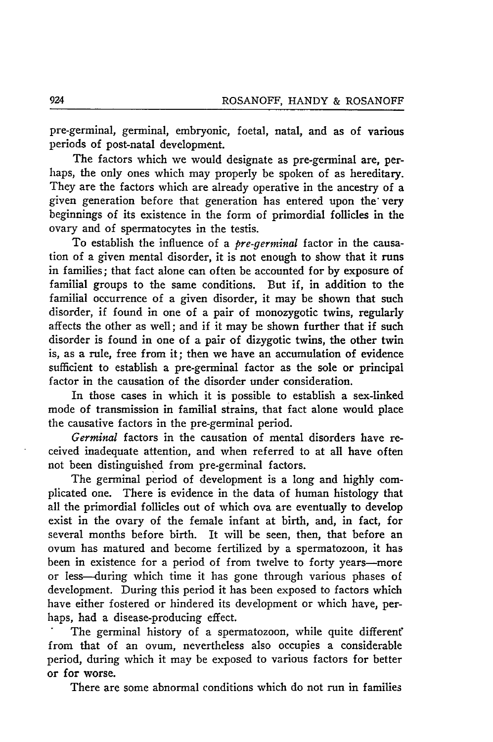pre-germinal, germinal, embryonic, foetal, natal, and as of various periods of post-natal development.

The factors which we would designate as pre-germinal are, perhaps, the only ones which may properly be spoken of as hereditary. They are the factors which are already operative in the ancestry of a given generation before that generation has entered upon the very beginnings of its existence in the form of primordial follicles in the ovary and of spermatocytes in the testis.

To establish the influence of a *pre-germinal* factor in the causation of a given mental disorder, it is not enough to show that it runs in families; that fact alone can often be accounted for by exposure of familial groups to the same conditions. But if, in addition to the familial occurrence of a given disorder, it may be shown that such disorder, if found in one of a pair of monozygotic twins, regularly affects the other as well; and if it may be shown further that if such disorder is found in one of a pair of dizygotic twins, the other twin is, as a rule, free from it; then we have an accumulation of evidence sufficient to establish a pre-germinal factor as the sole or principal factor in the causation of the disorder under consideration.

In those cases in which it is possible to establish a sex-linked mode of transmission in familial strains, that fact alone would place the causative factors in the pre-germinal period.

*Germinal* factors in the causation of mental disorders have received inadequate attention, and when referred to at all have often not been distinguished from pre-germinal factors.

The germinal period of development is a long and highly complicated one. There is evidence in the data of human histology that all the primordial follicles out of which ova are eventually to develop exist in the ovary of the female infant at birth, and, in fact, for several months before birth. It will be seen, then, that before an ovum has matured and become fertilized by a spermatozoon, it has been in existence for a period of from twelve to forty years—more or less—during which time it has gone through various phases of development. During this period it has been exposed to factors which have either fostered or hindered its development or which have, perhaps, had a disease-producing effect.

The germinal history of a spermatozoon, while quite different from that of an ovum, nevertheless also occupies a considerable period, during which it may be exposed to various factors for better or for worse.

There are some abnormal conditions which do not run in families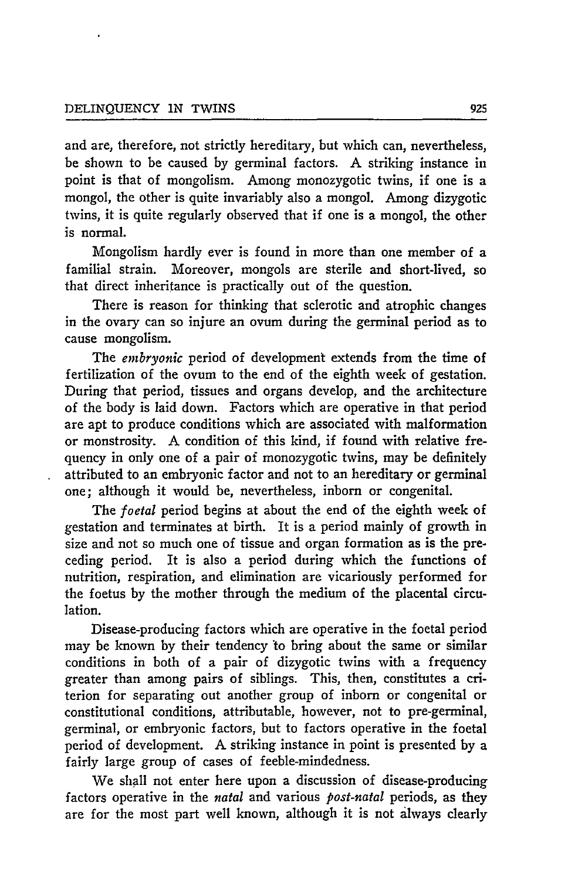and are, therefore, not strictly hereditary, but which can, nevertheless, be shown to be caused by germinal factors. A striking instance in point is that of mongolism. Among monozygotic twins, if one is a mongol, the other is quite invariably also a mongol. Among dizygotic twins, it is quite regularly observed that if one is a mongol, the other is normal.

Mongolism hardly ever is found in more than one member of a familial strain. Moreover, mongols are sterile and short-lived, so that direct inheritance is practically out of the question.

There is reason for thinking that sclerotic and atrophic changes in the ovary can so injure an ovum during the germinal period as to cause mongolism.

The *embryonic* period of development extends from the time of fertilization of the ovum to the end of the eighth week of gestation. During that period, tissues and organs develop, and the architecture of the body is laid down. Factors which are operative in that period are apt to produce conditions which are associated with malformation or monstrosity. A condition of this kind, if found with relative frequency in only one of a pair of monozygotic twins, may be definitely attributed to an embryonic factor and not to an hereditary or germinal one; although it would be, nevertheless, inborn or congenital.

The *foetal* period begins at about the end of the eighth week of gestation and terminates at birth. It is a period mainly of growth in size and not so much one of tissue and organ formation as is the preceding period. It is also a period during which the functions of nutrition, respiration, and elimination are vicariously performed for the foetus by the mother through the medium of the placental circulation.

Disease-producing factors which are operative in the foetal period may be known by their tendency to bring about the same or similar conditions in both of a pair of dizygotic twins with a frequency greater than among pairs of siblings. This, then, constitutes a criterion for separating out another group of inborn or congenital or constitutional conditions, attributable, however, not to pre-germinal, germinal, or embryonic factors, but to factors operative in the foetal period of development. A striking instance in point is presented by a fairly large group of cases of feeble-mindedness.

We shall not enter here upon a discussion of disease-producing factors operative in the *natal* and various *post-natal* periods, as they are for the most part well known, although it is not always clearly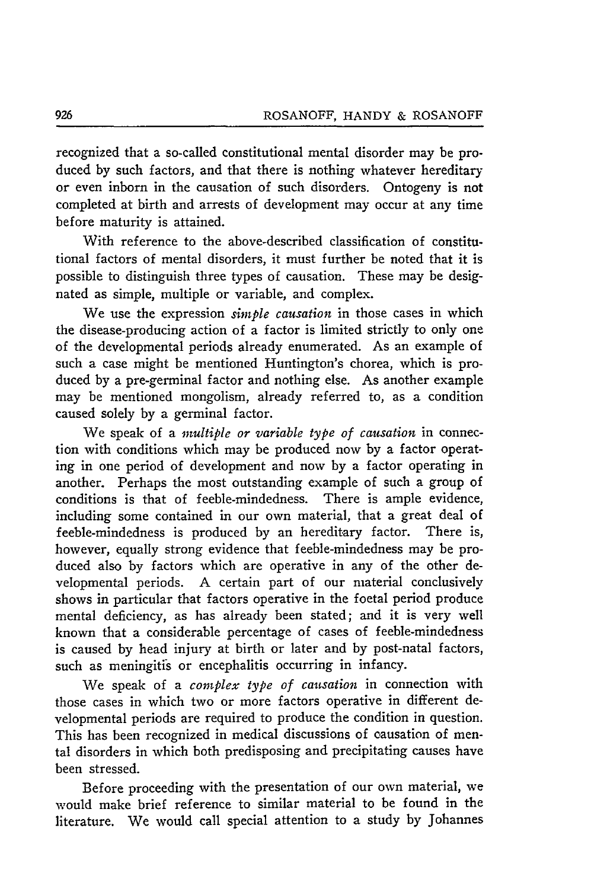recognized that a so-called constitutional mental disorder may be produced by such factors, and that there is nothing whatever hereditary or even inborn in the causation of such disorders. Ontogeny is not completed at birth and arrests of development may occur at any time before maturity is attained.

With reference to the above-described classification of constitutional factors of mental disorders, it must further be noted that it is possible to distinguish three types of causation. These may be designated as simple, multiple or variable, and complex.

We use the expression *simple causation* in those cases in which the disease-producing action of a factor is limited strictly to only one of the developmental periods already enumerated. As an example of such a case might be mentioned Huntington's chorea, which is produced by a pre-germinal factor and nothing else. As another example may be mentioned mongolism, already referred to, as a condition caused solely by a germinal factor.

We speak of a *multiple or variable type of causation* in connection with conditions which may be produced now by a factor operating in one period of development and now by a factor operating in another. Perhaps the most outstanding example of such a group of conditions is that of feeble-mindedness. There is ample evidence, including some contained in our own material, that a great deal of feeble-mindedness is produced by an hereditary factor. There is, however, equally strong evidence that feeble-mindedness may be produced also by factors which are operative in any of the other developmental periods. A certain part of our material conclusively shows in particular that factors operative in the foetal period produce mental deficiency, as has already been stated; and it is very well known that a considerable percentage of cases of feeble-mindedness is caused by head injury at birth or later and by post-natal factors, such as meningitis or encephalitis occurring in infancy.

We speak of a *complex type of causation* in connection with those cases in which two or more factors operative in different developmental periods are required to produce the condition in question. This has been recognized in medical discussions of causation of mental disorders in which both predisposing and precipitating causes have been stressed.

Before proceeding with the presentation of our own material, we would make brief reference to similar material to be found in the literature. We would call special attention to a study by Johannes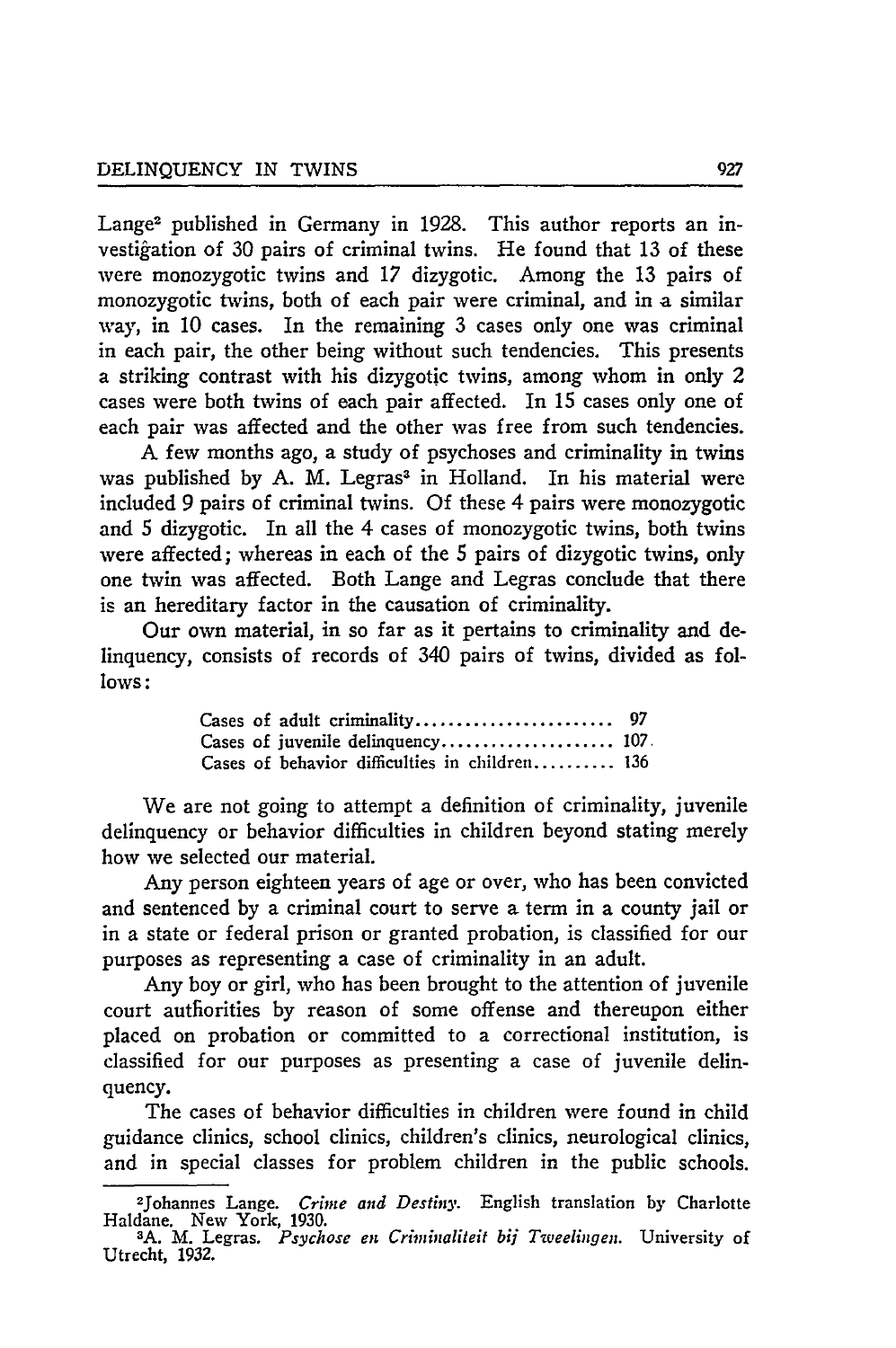Lange[2] published in Germany in 1928. This author reports an investigation of 30 pairs of criminal twins. He found that 13 of these were monozygotic twins and 17 dizygotic. Among the 13 pairs of monozygotic twins, both of each pair were criminal, and in a similar way, in 10 cases. In the remaining 3 cases only one was criminal in each pair, the other being without such tendencies. This presents a striking contrast with his dizygotic twins, among whom in only 2 cases were both twins of each pair affected. In 15 cases only one of each pair was affected and the other was free from such tendencies.

A few months ago, a study of psychoses and criminality in twins was published by A. M. Legras[3] in Holland. In his material were included 9 pairs of criminal twins. Of these 4 pairs were monozygotic and 5 dizygotic. In all the 4 cases of monozygotic twins, both twins were affected; whereas in each of the 5 pairs of dizygotic twins, only one twin was affected. Both Lange and Legras conclude that there is an hereditary factor in the causation of criminality.

Our own material, in so far as it pertains to criminality and delinquency, consists of records of 340 pairs of twins, divided as follows:

| | |
|---|---|
| Cases of adult criminality | 97 |
| Cases of juvenile delinquency | 107 |
| Cases of behavior difficulties in children | 136 |

We are not going to attempt a definition of criminality, juvenile delinquency or behavior difficulties in children beyond stating merely how we selected our material.

Any person eighteen years of age or over, who has been convicted and sentenced by a criminal court to serve a term in a county jail or in a state or federal prison or granted probation, is classified for our purposes as representing a case of criminality in an adult.

Any boy or girl, who has been brought to the attention of juvenile court authorities by reason of some offense and thereupon either placed on probation or committed to a correctional institution, is classified for our purposes as presenting a case of juvenile delinquency.

The cases of behavior difficulties in children were found in child guidance clinics, school clinics, children's clinics, neurological clinics, and in special classes for problem children in the public schools.

---

[2] Johannes Lange. *Crime and Destiny*. English translation by Charlotte Haldane. New York, 1930.

[3] A. M. Legras. *Psychose en Criminaliteit bij Tweelingen*. University of Utrecht, 1932.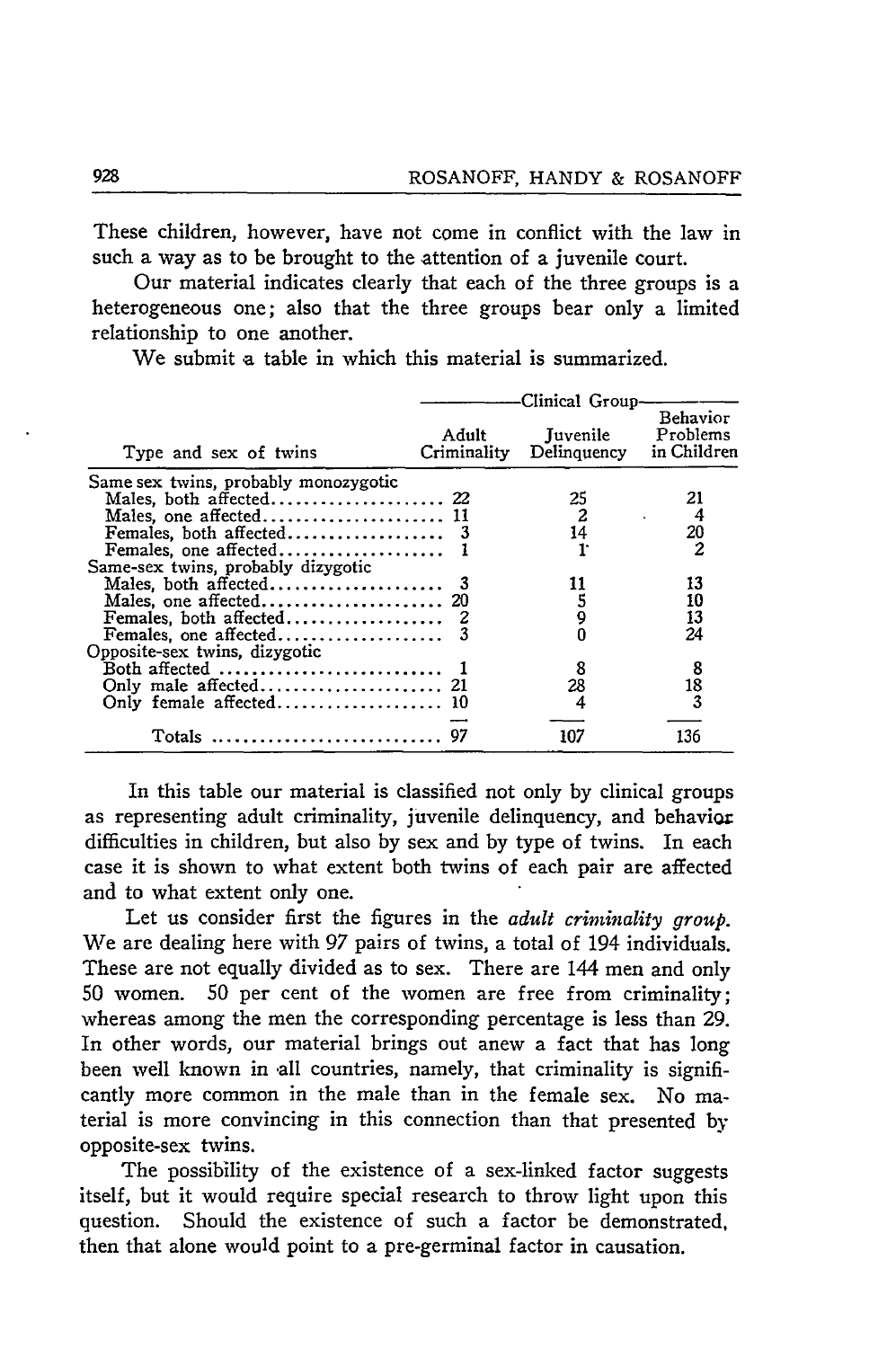These children, however, have not come in conflict with the law in such a way as to be brought to the attention of a juvenile court.

Our material indicates clearly that each of the three groups is a heterogeneous one; also that the three groups bear only a limited relationship to one another.

We submit a table in which this material is summarized.

| Type and sex of twins | Clinical Group — Adult Criminality | Juvenile Delinquency | Behavior Problems in Children |
|---|---|---|---|
| Same sex twins, probably monozygotic | | | |
| Males, both affected | 22 | 25 | 21 |
| Males, one affected | 11 | 2 | 4 |
| Females, both affected | 3 | 14 | 20 |
| Females, one affected | 1 | 1 | 2 |
| Same-sex twins, probably dizygotic | | | |
| Males, both affected | 3 | 11 | 13 |
| Males, one affected | 20 | 5 | 10 |
| Females, both affected | 2 | 9 | 13 |
| Females, one affected | 3 | 0 | 24 |
| Opposite-sex twins, dizygotic | | | |
| Both affected | 1 | 8 | 8 |
| Only male affected | 21 | 28 | 18 |
| Only female affected | 10 | 4 | 3 |
| Totals | 97 | 107 | 136 |

In this table our material is classified not only by clinical groups as representing adult criminality, juvenile delinquency, and behavior difficulties in children, but also by sex and by type of twins. In each case it is shown to what extent both twins of each pair are affected and to what extent only one.

Let us consider first the figures in the *adult criminality group.* We are dealing here with 97 pairs of twins, a total of 194 individuals. These are not equally divided as to sex. There are 144 men and only 50 women. 50 per cent of the women are free from criminality; whereas among the men the corresponding percentage is less than 29. In other words, our material brings out anew a fact that has long been well known in all countries, namely, that criminality is significantly more common in the male than in the female sex. No material is more convincing in this connection than that presented by opposite-sex twins.

The possibility of the existence of a sex-linked factor suggests itself, but it would require special research to throw light upon this question. Should the existence of such a factor be demonstrated, then that alone would point to a pre-germinal factor in causation.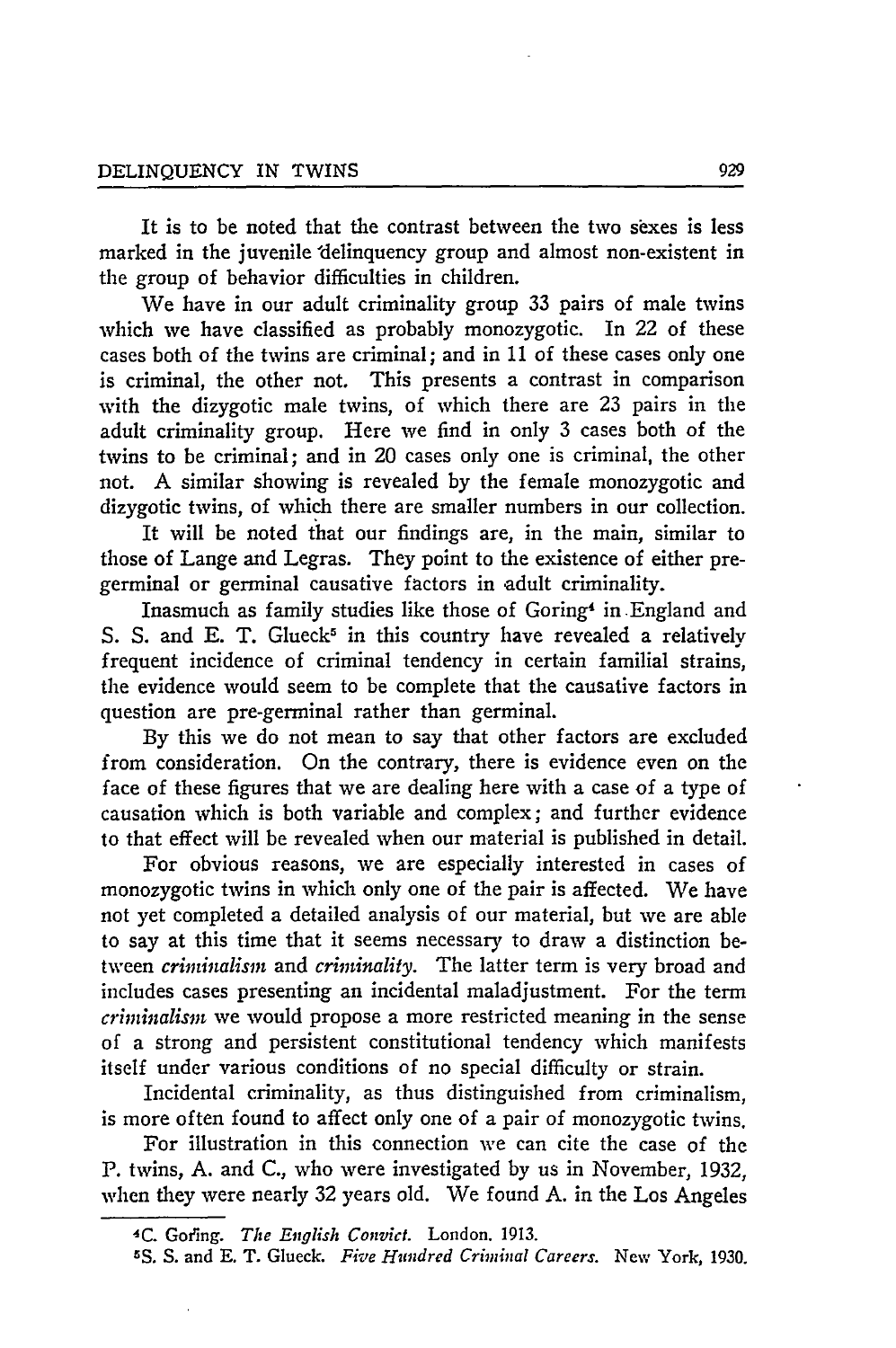It is to be noted that the contrast between the two sexes is less marked in the juvenile delinquency group and almost non-existent in the group of behavior difficulties in children.

We have in our adult criminality group 33 pairs of male twins which we have classified as probably monozygotic. In 22 of these cases both of the twins are criminal; and in 11 of these cases only one is criminal, the other not. This presents a contrast in comparison with the dizygotic male twins, of which there are 23 pairs in the adult criminality group. Here we find in only 3 cases both of the twins to be criminal; and in 20 cases only one is criminal, the other not. A similar showing is revealed by the female monozygotic and dizygotic twins, of which there are smaller numbers in our collection.

It will be noted that our findings are, in the main, similar to those of Lange and Legras. They point to the existence of either pre-germinal or germinal causative factors in adult criminality.

Inasmuch as family studies like those of Goring[4] in England and S. S. and E. T. Glueck[5] in this country have revealed a relatively frequent incidence of criminal tendency in certain familial strains, the evidence would seem to be complete that the causative factors in question are pre-germinal rather than germinal.

By this we do not mean to say that other factors are excluded from consideration. On the contrary, there is evidence even on the face of these figures that we are dealing here with a case of a type of causation which is both variable and complex; and further evidence to that effect will be revealed when our material is published in detail.

For obvious reasons, we are especially interested in cases of monozygotic twins in which only one of the pair is affected. We have not yet completed a detailed analysis of our material, but we are able to say at this time that it seems necessary to draw a distinction between *criminalism* and *criminality*. The latter term is very broad and includes cases presenting an incidental maladjustment. For the term *criminalism* we would propose a more restricted meaning in the sense of a strong and persistent constitutional tendency which manifests itself under various conditions of no special difficulty or strain.

Incidental criminality, as thus distinguished from criminalism, is more often found to affect only one of a pair of monozygotic twins.

For illustration in this connection we can cite the case of the P. twins, A. and C., who were investigated by us in November, 1932, when they were nearly 32 years old. We found A. in the Los Angeles

---

[4] C. Goring. *The English Convict*. London. 1913.

[5] S. S. and E. T. Glueck. *Five Hundred Criminal Careers*. New York, 1930.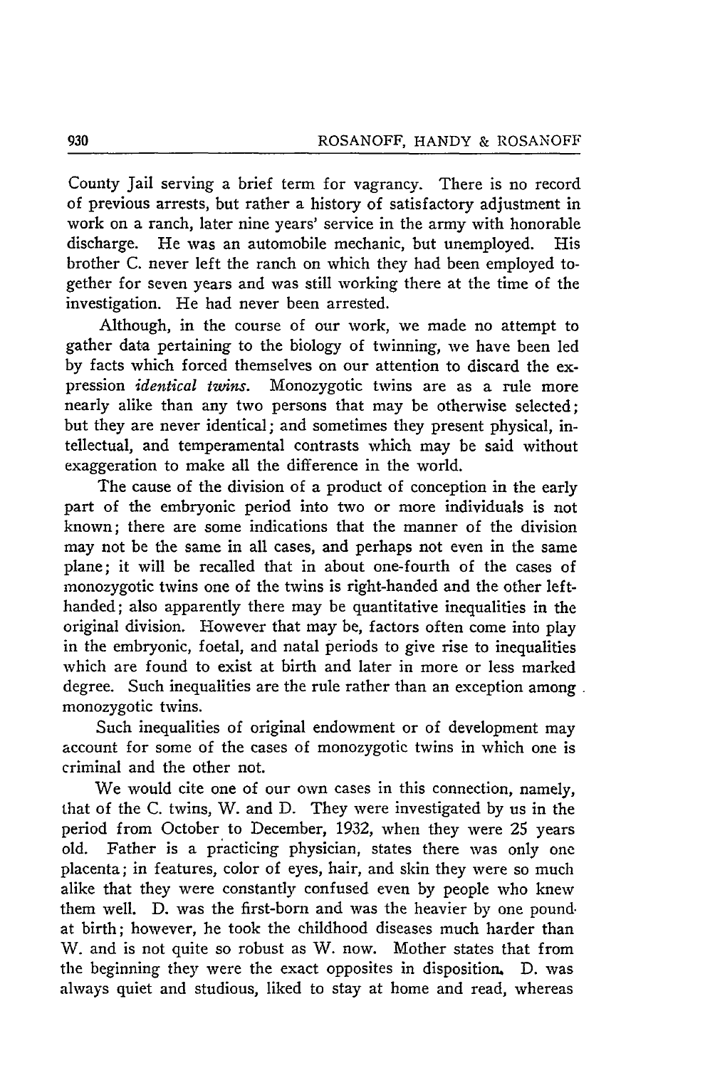County Jail serving a brief term for vagrancy. There is no record of previous arrests, but rather a history of satisfactory adjustment in work on a ranch, later nine years' service in the army with honorable discharge. He was an automobile mechanic, but unemployed. His brother C. never left the ranch on which they had been employed together for seven years and was still working there at the time of the investigation. He had never been arrested.

Although, in the course of our work, we made no attempt to gather data pertaining to the biology of twinning, we have been led by facts which forced themselves on our attention to discard the expression *identical twins*. Monozygotic twins are as a rule more nearly alike than any two persons that may be otherwise selected; but they are never identical; and sometimes they present physical, intellectual, and temperamental contrasts which may be said without exaggeration to make all the difference in the world.

The cause of the division of a product of conception in the early part of the embryonic period into two or more individuals is not known; there are some indications that the manner of the division may not be the same in all cases, and perhaps not even in the same plane; it will be recalled that in about one-fourth of the cases of monozygotic twins one of the twins is right-handed and the other left-handed; also apparently there may be quantitative inequalities in the original division. However that may be, factors often come into play in the embryonic, foetal, and natal periods to give rise to inequalities which are found to exist at birth and later in more or less marked degree. Such inequalities are the rule rather than an exception among monozygotic twins.

Such inequalities of original endowment or of development may account for some of the cases of monozygotic twins in which one is criminal and the other not.

We would cite one of our own cases in this connection, namely, that of the C. twins, W. and D. They were investigated by us in the period from October to December, 1932, when they were 25 years old. Father is a practicing physician, states there was only one placenta; in features, color of eyes, hair, and skin they were so much alike that they were constantly confused even by people who knew them well. D. was the first-born and was the heavier by one pound at birth; however, he took the childhood diseases much harder than W. and is not quite so robust as W. now. Mother states that from the beginning they were the exact opposites in disposition. D. was always quiet and studious, liked to stay at home and read, whereas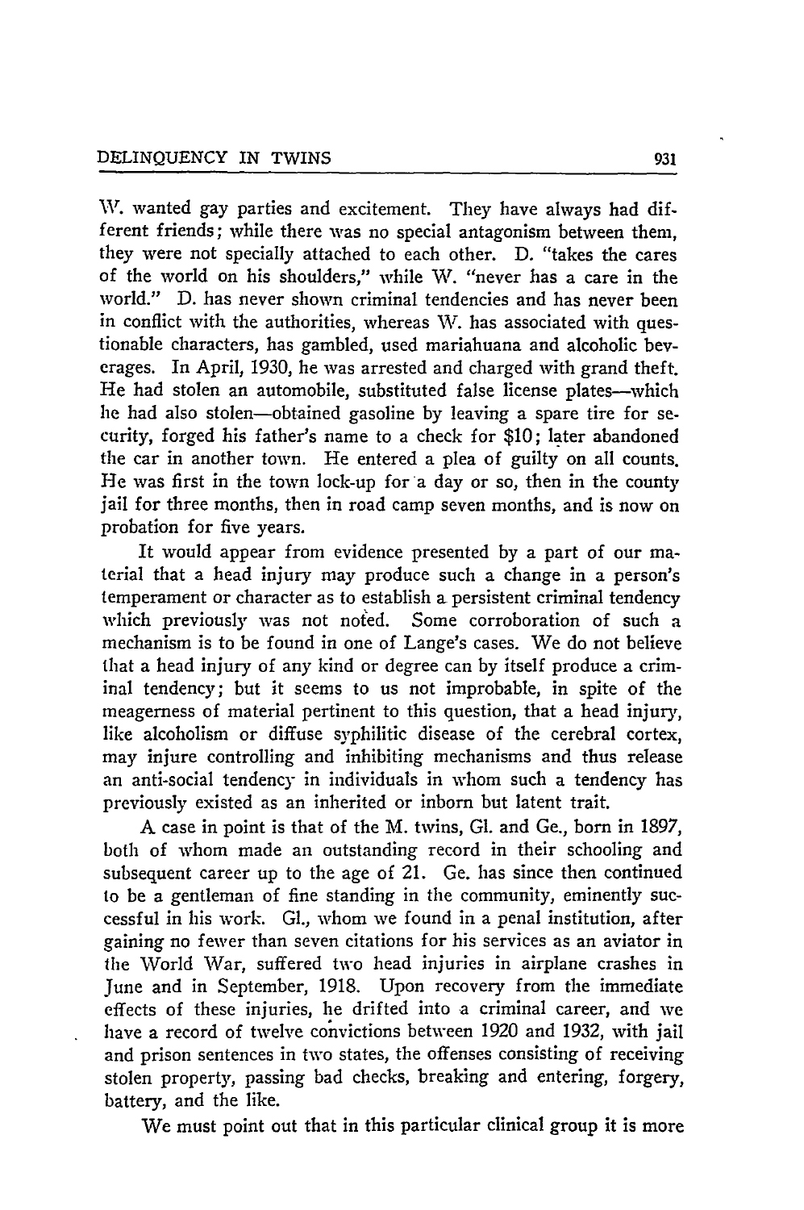W. wanted gay parties and excitement. They have always had different friends; while there was no special antagonism between them, they were not specially attached to each other. D. "takes the cares of the world on his shoulders," while W. "never has a care in the world." D. has never shown criminal tendencies and has never been in conflict with the authorities, whereas W. has associated with questionable characters, has gambled, used mariahuana and alcoholic beverages. In April, 1930, he was arrested and charged with grand theft. He had stolen an automobile, substituted false license plates—which he had also stolen—obtained gasoline by leaving a spare tire for security, forged his father's name to a check for $10; later abandoned the car in another town. He entered a plea of guilty on all counts. He was first in the town lock-up for a day or so, then in the county jail for three months, then in road camp seven months, and is now on probation for five years.

It would appear from evidence presented by a part of our material that a head injury may produce such a change in a person's temperament or character as to establish a persistent criminal tendency which previously was not noted. Some corroboration of such a mechanism is to be found in one of Lange's cases. We do not believe that a head injury of any kind or degree can by itself produce a criminal tendency; but it seems to us not improbable, in spite of the meagerness of material pertinent to this question, that a head injury, like alcoholism or diffuse syphilitic disease of the cerebral cortex, may injure controlling and inhibiting mechanisms and thus release an anti-social tendency in individuals in whom such a tendency has previously existed as an inherited or inborn but latent trait.

A case in point is that of the M. twins, Gl. and Ge., born in 1897, both of whom made an outstanding record in their schooling and subsequent career up to the age of 21. Ge. has since then continued to be a gentleman of fine standing in the community, eminently successful in his work. Gl., whom we found in a penal institution, after gaining no fewer than seven citations for his services as an aviator in the World War, suffered two head injuries in airplane crashes in June and in September, 1918. Upon recovery from the immediate effects of these injuries, he drifted into a criminal career, and we have a record of twelve convictions between 1920 and 1932, with jail and prison sentences in two states, the offenses consisting of receiving stolen property, passing bad checks, breaking and entering, forgery, battery, and the like.

We must point out that in this particular clinical group it is more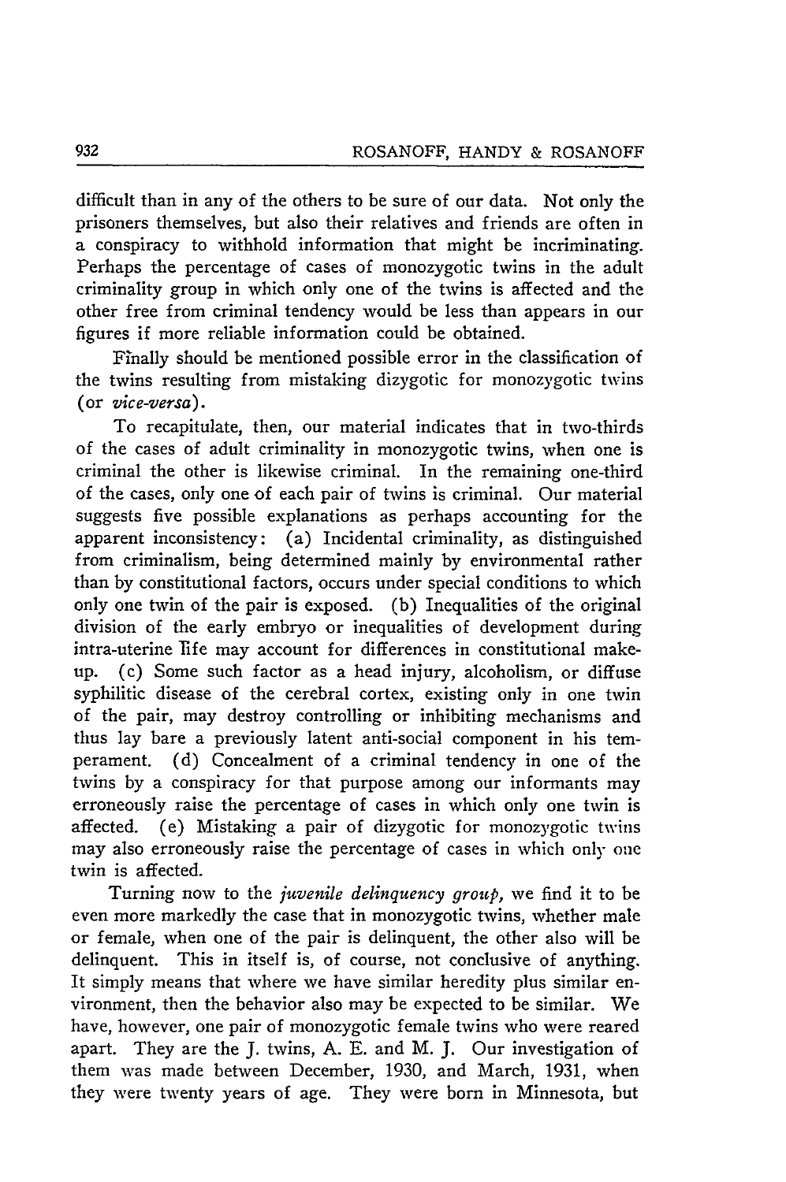difficult than in any of the others to be sure of our data. Not only the prisoners themselves, but also their relatives and friends are often in a conspiracy to withhold information that might be incriminating. Perhaps the percentage of cases of monozygotic twins in the adult criminality group in which only one of the twins is affected and the other free from criminal tendency would be less than appears in our figures if more reliable information could be obtained.

Finally should be mentioned possible error in the classification of the twins resulting from mistaking dizygotic for monozygotic twins (or *vice-versa*).

To recapitulate, then, our material indicates that in two-thirds of the cases of adult criminality in monozygotic twins, when one is criminal the other is likewise criminal. In the remaining one-third of the cases, only one of each pair of twins is criminal. Our material suggests five possible explanations as perhaps accounting for the apparent inconsistency: (a) Incidental criminality, as distinguished from criminalism, being determined mainly by environmental rather than by constitutional factors, occurs under special conditions to which only one twin of the pair is exposed. (b) Inequalities of the original division of the early embryo or inequalities of development during intra-uterine life may account for differences in constitutional make-up. (c) Some such factor as a head injury, alcoholism, or diffuse syphilitic disease of the cerebral cortex, existing only in one twin of the pair, may destroy controlling or inhibiting mechanisms and thus lay bare a previously latent anti-social component in his temperament. (d) Concealment of a criminal tendency in one of the twins by a conspiracy for that purpose among our informants may erroneously raise the percentage of cases in which only one twin is affected. (e) Mistaking a pair of dizygotic for monozygotic twins may also erroneously raise the percentage of cases in which only one twin is affected.

Turning now to the *juvenile delinquency group*, we find it to be even more markedly the case that in monozygotic twins, whether male or female, when one of the pair is delinquent, the other also will be delinquent. This in itself is, of course, not conclusive of anything. It simply means that where we have similar heredity plus similar environment, then the behavior also may be expected to be similar. We have, however, one pair of monozygotic female twins who were reared apart. They are the J. twins, A. E. and M. J. Our investigation of them was made between December, 1930, and March, 1931, when they were twenty years of age. They were born in Minnesota, but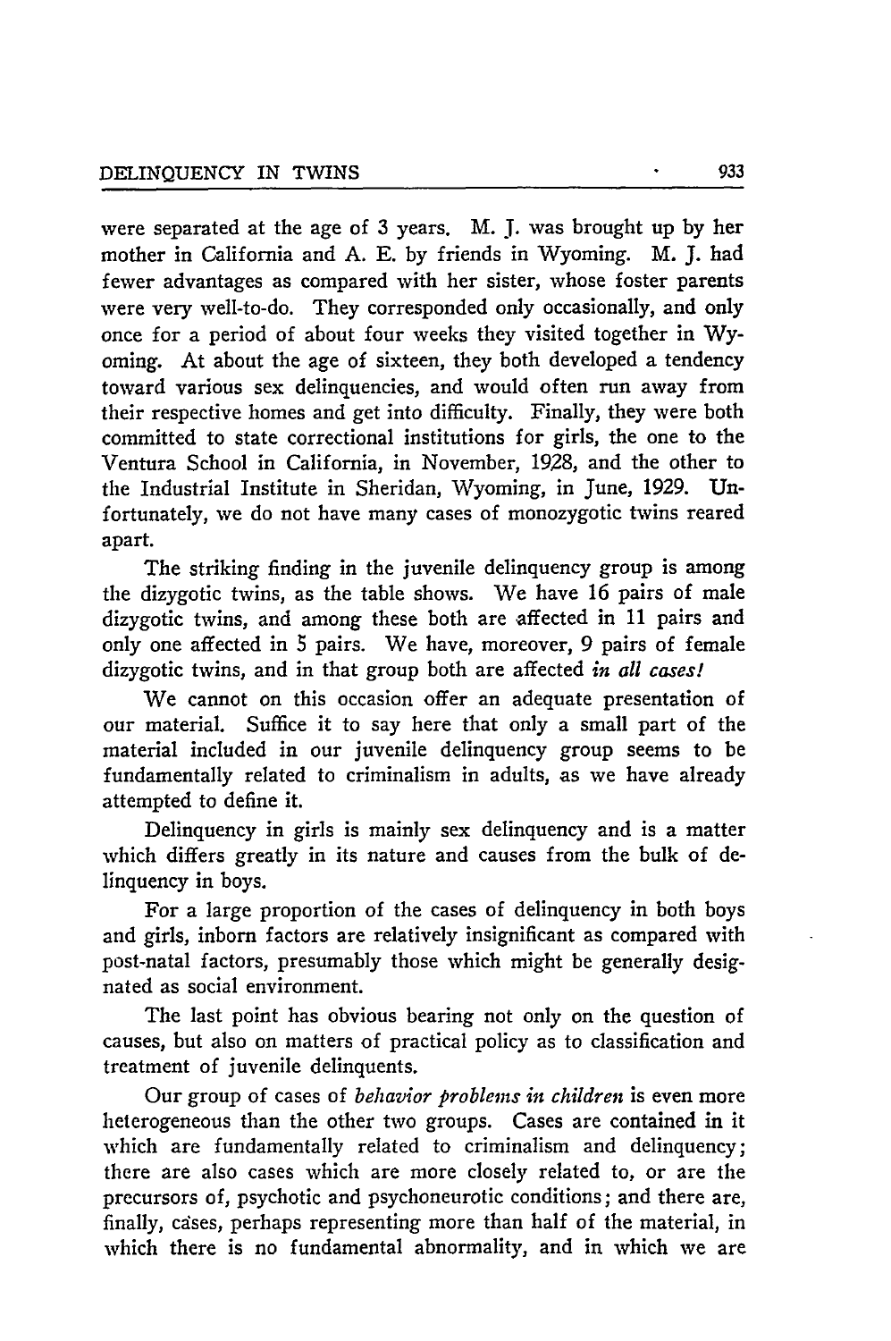were separated at the age of 3 years. M. J. was brought up by her mother in California and A. E. by friends in Wyoming. M. J. had fewer advantages as compared with her sister, whose foster parents were very well-to-do. They corresponded only occasionally, and only once for a period of about four weeks they visited together in Wyoming. At about the age of sixteen, they both developed a tendency toward various sex delinquencies, and would often run away from their respective homes and get into difficulty. Finally, they were both committed to state correctional institutions for girls, the one to the Ventura School in California, in November, 1928, and the other to the Industrial Institute in Sheridan, Wyoming, in June, 1929. Unfortunately, we do not have many cases of monozygotic twins reared apart.

The striking finding in the juvenile delinquency group is among the dizygotic twins, as the table shows. We have 16 pairs of male dizygotic twins, and among these both are affected in 11 pairs and only one affected in 5 pairs. We have, moreover, 9 pairs of female dizygotic twins, and in that group both are affected *in all cases!*

We cannot on this occasion offer an adequate presentation of our material. Suffice it to say here that only a small part of the material included in our juvenile delinquency group seems to be fundamentally related to criminalism in adults, as we have already attempted to define it.

Delinquency in girls is mainly sex delinquency and is a matter which differs greatly in its nature and causes from the bulk of delinquency in boys.

For a large proportion of the cases of delinquency in both boys and girls, inborn factors are relatively insignificant as compared with post-natal factors, presumably those which might be generally designated as social environment.

The last point has obvious bearing not only on the question of causes, but also on matters of practical policy as to classification and treatment of juvenile delinquents.

Our group of cases of *behavior problems in children* is even more heterogeneous than the other two groups. Cases are contained in it which are fundamentally related to criminalism and delinquency; there are also cases which are more closely related to, or are the precursors of, psychotic and psychoneurotic conditions; and there are, finally, cases, perhaps representing more than half of the material, in which there is no fundamental abnormality, and in which we are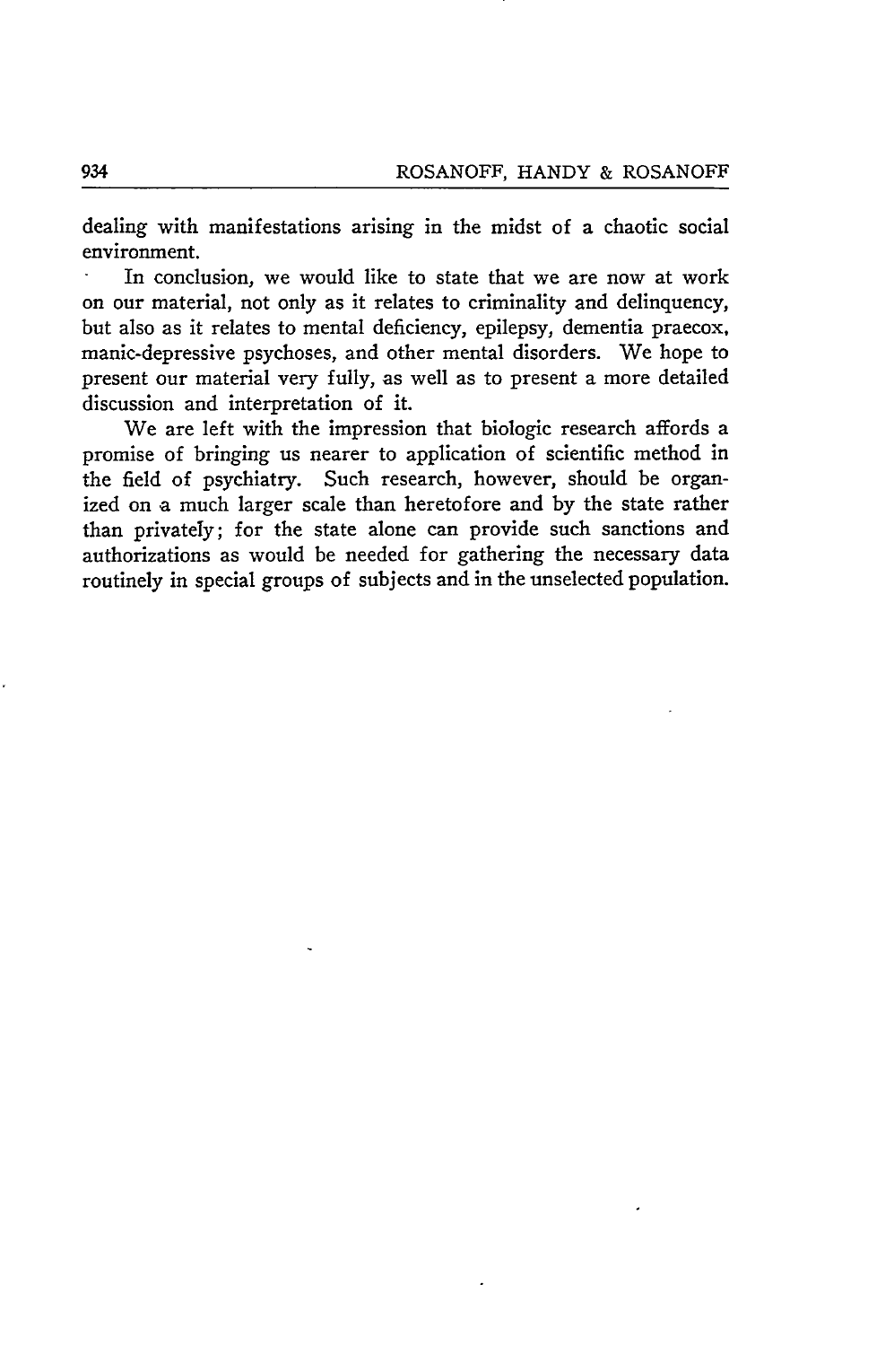dealing with manifestations arising in the midst of a chaotic social environment.

In conclusion, we would like to state that we are now at work on our material, not only as it relates to criminality and delinquency, but also as it relates to mental deficiency, epilepsy, dementia praecox, manic-depressive psychoses, and other mental disorders. We hope to present our material very fully, as well as to present a more detailed discussion and interpretation of it.

We are left with the impression that biologic research affords a promise of bringing us nearer to application of scientific method in the field of psychiatry. Such research, however, should be organized on a much larger scale than heretofore and by the state rather than privately; for the state alone can provide such sanctions and authorizations as would be needed for gathering the necessary data routinely in special groups of subjects and in the unselected population.